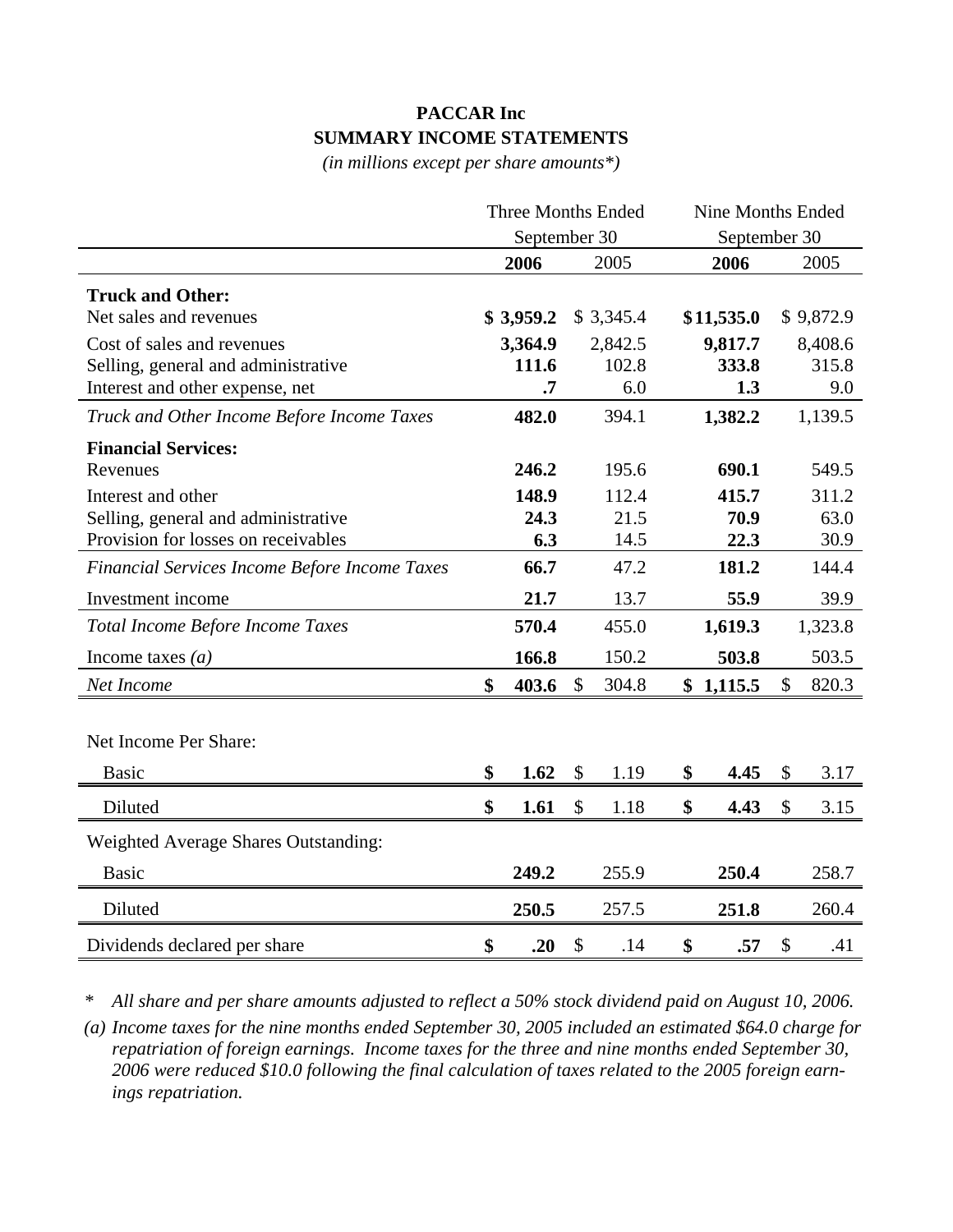# PACCAR Inc
## SUMMARY INCOME STATEMENTS
*(in millions except per share amounts*)*

| | Three Months Ended September 30 | | Nine Months Ended September 30 | |
|---|---|---|---|---|
| | **2006** | 2005 | **2006** | 2005 |
| **Truck and Other:** | | | | |
| Net sales and revenues | **$ 3,959.2** | $ 3,345.4 | **$11,535.0** | $ 9,872.9 |
| Cost of sales and revenues | **3,364.9** | 2,842.5 | **9,817.7** | 8,408.6 |
| Selling, general and administrative | **111.6** | 102.8 | **333.8** | 315.8 |
| Interest and other expense, net | **.7** | 6.0 | **1.3** | 9.0 |
| *Truck and Other Income Before Income Taxes* | **482.0** | 394.1 | **1,382.2** | 1,139.5 |
| **Financial Services:** | | | | |
| Revenues | **246.2** | 195.6 | **690.1** | 549.5 |
| Interest and other | **148.9** | 112.4 | **415.7** | 311.2 |
| Selling, general and administrative | **24.3** | 21.5 | **70.9** | 63.0 |
| Provision for losses on receivables | **6.3** | 14.5 | **22.3** | 30.9 |
| *Financial Services Income Before Income Taxes* | **66.7** | 47.2 | **181.2** | 144.4 |
| Investment income | **21.7** | 13.7 | **55.9** | 39.9 |
| *Total Income Before Income Taxes* | **570.4** | 455.0 | **1,619.3** | 1,323.8 |
| Income taxes *(a)* | **166.8** | 150.2 | **503.8** | 503.5 |
| *Net Income* | **$ 403.6** | $ 304.8 | **$ 1,115.5** | $ 820.3 |
| Net Income Per Share: | | | | |
| Basic | **$ 1.62** | $ 1.19 | **$ 4.45** | $ 3.17 |
| Diluted | **$ 1.61** | $ 1.18 | **$ 4.43** | $ 3.15 |
| Weighted Average Shares Outstanding: | | | | |
| Basic | **249.2** | 255.9 | **250.4** | 258.7 |
| Diluted | **250.5** | 257.5 | **251.8** | 260.4 |
| Dividends declared per share | **$ .20** | $ .14 | **$ .57** | $ .41 |

\* *All share and per share amounts adjusted to reflect a 50% stock dividend paid on August 10, 2006.*

(a) *Income taxes for the nine months ended September 30, 2005 included an estimated $64.0 charge for repatriation of foreign earnings. Income taxes for the three and nine months ended September 30, 2006 were reduced $10.0 following the final calculation of taxes related to the 2005 foreign earnings repatriation.*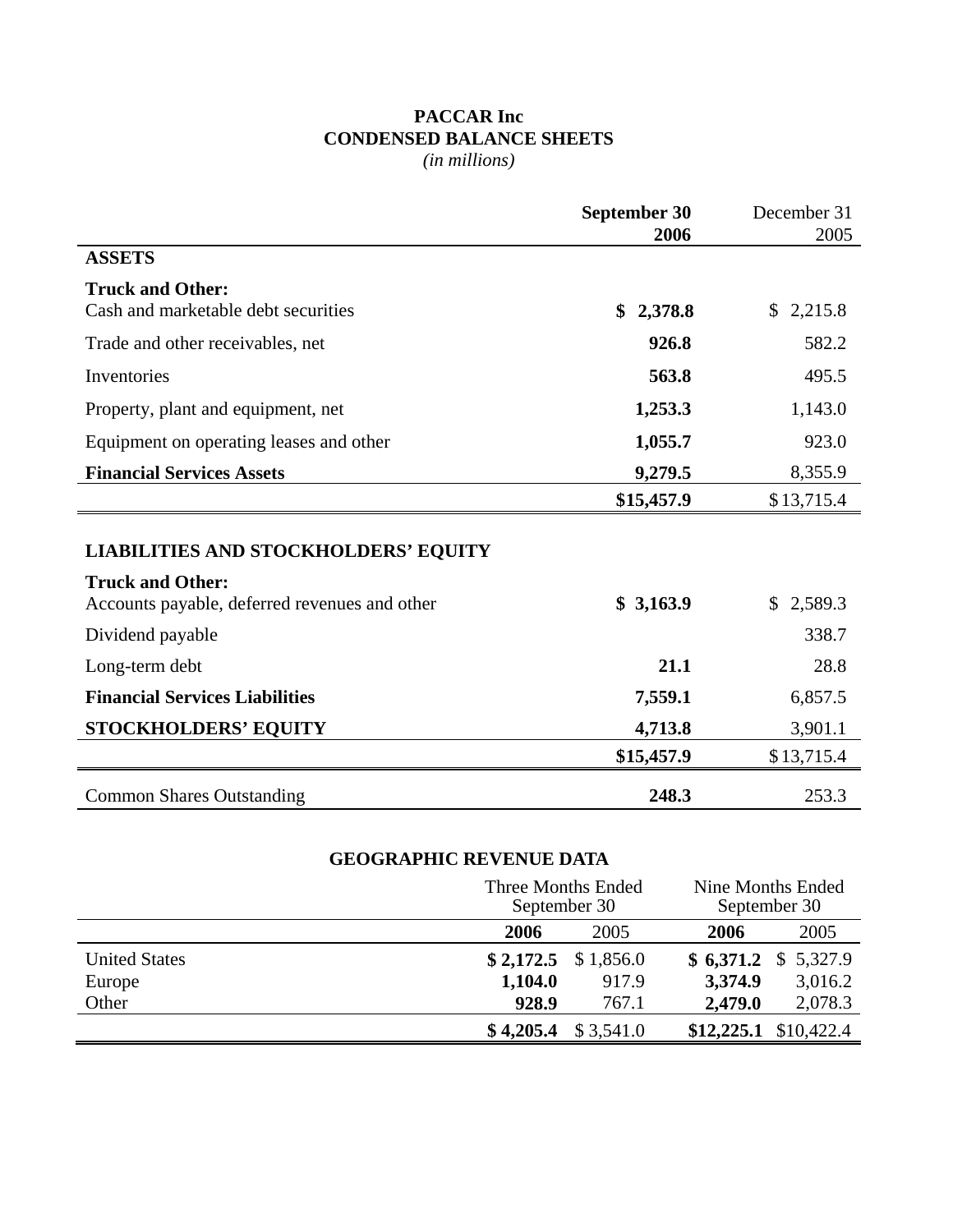# PACCAR Inc
## CONDENSED BALANCE SHEETS
*(in millions)*

| | **September 30 2006** | December 31 2005 |
|---|---|---|
| **ASSETS** | | |
| **Truck and Other:** | | |
| Cash and marketable debt securities | **$ 2,378.8** | $ 2,215.8 |
| Trade and other receivables, net | **926.8** | 582.2 |
| Inventories | **563.8** | 495.5 |
| Property, plant and equipment, net | **1,253.3** | 1,143.0 |
| Equipment on operating leases and other | **1,055.7** | 923.0 |
| **Financial Services Assets** | **9,279.5** | 8,355.9 |
| | **$15,457.9** | $13,715.4 |
| **LIABILITIES AND STOCKHOLDERS' EQUITY** | | |
| **Truck and Other:** | | |
| Accounts payable, deferred revenues and other | **$ 3,163.9** | $ 2,589.3 |
| Dividend payable | | 338.7 |
| Long-term debt | **21.1** | 28.8 |
| **Financial Services Liabilities** | **7,559.1** | 6,857.5 |
| **STOCKHOLDERS' EQUITY** | **4,713.8** | 3,901.1 |
| | **$15,457.9** | $13,715.4 |
| Common Shares Outstanding | **248.3** | 253.3 |

## GEOGRAPHIC REVENUE DATA

| | Three Months Ended September 30 | | Nine Months Ended September 30 | |
|---|---|---|---|---|
| | **2006** | 2005 | **2006** | 2005 |
| United States | **$ 2,172.5** | $ 1,856.0 | **$ 6,371.2** | $ 5,327.9 |
| Europe | **1,104.0** | 917.9 | **3,374.9** | 3,016.2 |
| Other | **928.9** | 767.1 | **2,479.0** | 2,078.3 |
| | **$ 4,205.4** | $ 3,541.0 | **$12,225.1** | $10,422.4 |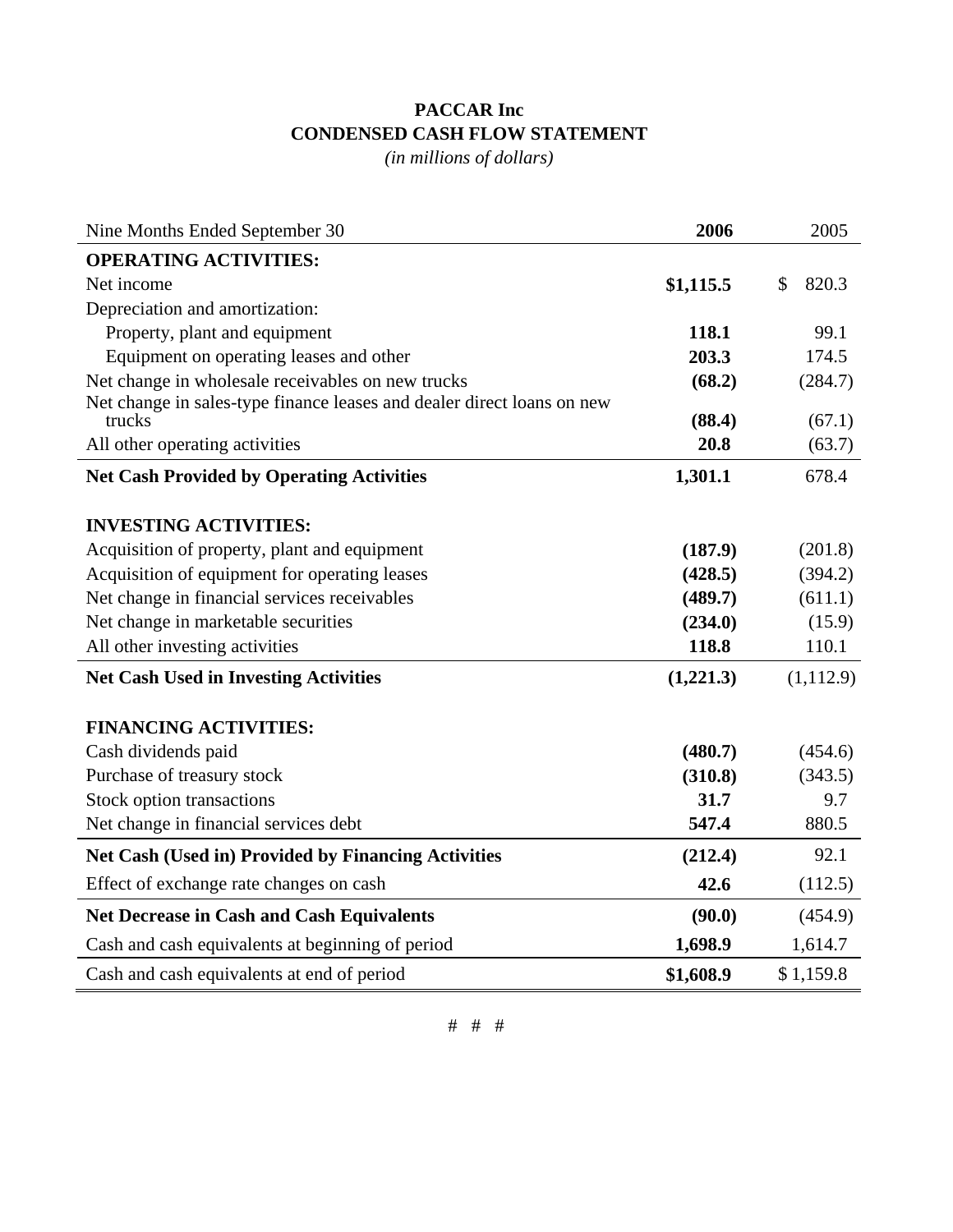# PACCAR Inc
## CONDENSED CASH FLOW STATEMENT
*(in millions of dollars)*

| Nine Months Ended September 30 | **2006** | 2005 |
|---|---|---|
| **OPERATING ACTIVITIES:** | | |
| Net income | **$1,115.5** | $ 820.3 |
| Depreciation and amortization: | | |
| Property, plant and equipment | **118.1** | 99.1 |
| Equipment on operating leases and other | **203.3** | 174.5 |
| Net change in wholesale receivables on new trucks | **(68.2)** | (284.7) |
| Net change in sales-type finance leases and dealer direct loans on new trucks | **(88.4)** | (67.1) |
| All other operating activities | **20.8** | (63.7) |
| **Net Cash Provided by Operating Activities** | **1,301.1** | 678.4 |
| **INVESTING ACTIVITIES:** | | |
| Acquisition of property, plant and equipment | **(187.9)** | (201.8) |
| Acquisition of equipment for operating leases | **(428.5)** | (394.2) |
| Net change in financial services receivables | **(489.7)** | (611.1) |
| Net change in marketable securities | **(234.0)** | (15.9) |
| All other investing activities | **118.8** | 110.1 |
| **Net Cash Used in Investing Activities** | **(1,221.3)** | (1,112.9) |
| **FINANCING ACTIVITIES:** | | |
| Cash dividends paid | **(480.7)** | (454.6) |
| Purchase of treasury stock | **(310.8)** | (343.5) |
| Stock option transactions | **31.7** | 9.7 |
| Net change in financial services debt | **547.4** | 880.5 |
| **Net Cash (Used in) Provided by Financing Activities** | **(212.4)** | 92.1 |
| Effect of exchange rate changes on cash | **42.6** | (112.5) |
| **Net Decrease in Cash and Cash Equivalents** | **(90.0)** | (454.9) |
| Cash and cash equivalents at beginning of period | **1,698.9** | 1,614.7 |
| Cash and cash equivalents at end of period | **$1,608.9** | $ 1,159.8 |

# # #